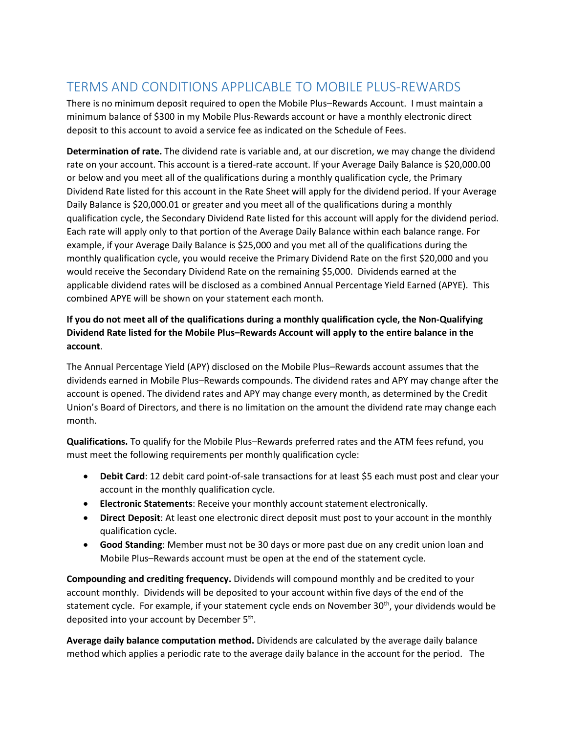# TERMS AND CONDITIONS APPLICABLE TO MOBILE PLUS-REWARDS

There is no minimum deposit required to open the Mobile Plus–Rewards Account. I must maintain a minimum balance of $300 in my Mobile Plus-Rewards account or have a monthly electronic direct deposit to this account to avoid a service fee as indicated on the Schedule of Fees.

**Determination of rate.** The dividend rate is variable and, at our discretion, we may change the dividend rate on your account. This account is a tiered-rate account. If your Average Daily Balance is $20,000.00 or below and you meet all of the qualifications during a monthly qualification cycle, the Primary Dividend Rate listed for this account in the Rate Sheet will apply for the dividend period. If your Average Daily Balance is $20,000.01 or greater and you meet all of the qualifications during a monthly qualification cycle, the Secondary Dividend Rate listed for this account will apply for the dividend period. Each rate will apply only to that portion of the Average Daily Balance within each balance range. For example, if your Average Daily Balance is $25,000 and you met all of the qualifications during the monthly qualification cycle, you would receive the Primary Dividend Rate on the first $20,000 and you would receive the Secondary Dividend Rate on the remaining $5,000. Dividends earned at the applicable dividend rates will be disclosed as a combined Annual Percentage Yield Earned (APYE). This combined APYE will be shown on your statement each month.

**If you do not meet all of the qualifications during a monthly qualification cycle, the Non-Qualifying Dividend Rate listed for the Mobile Plus–Rewards Account will apply to the entire balance in the account**.

The Annual Percentage Yield (APY) disclosed on the Mobile Plus–Rewards account assumes that the dividends earned in Mobile Plus–Rewards compounds. The dividend rates and APY may change after the account is opened. The dividend rates and APY may change every month, as determined by the Credit Union's Board of Directors, and there is no limitation on the amount the dividend rate may change each month.

**Qualifications.** To qualify for the Mobile Plus–Rewards preferred rates and the ATM fees refund, you must meet the following requirements per monthly qualification cycle:

- **Debit Card**: 12 debit card point-of-sale transactions for at least $5 each must post and clear your account in the monthly qualification cycle.
- **Electronic Statements**: Receive your monthly account statement electronically.
- **Direct Deposit**: At least one electronic direct deposit must post to your account in the monthly qualification cycle.
- **Good Standing**: Member must not be 30 days or more past due on any credit union loan and Mobile Plus–Rewards account must be open at the end of the statement cycle.

**Compounding and crediting frequency.** Dividends will compound monthly and be credited to your account monthly. Dividends will be deposited to your account within five days of the end of the statement cycle. For example, if your statement cycle ends on November 30th, your dividends would be deposited into your account by December 5th.

**Average daily balance computation method.** Dividends are calculated by the average daily balance method which applies a periodic rate to the average daily balance in the account for the period. The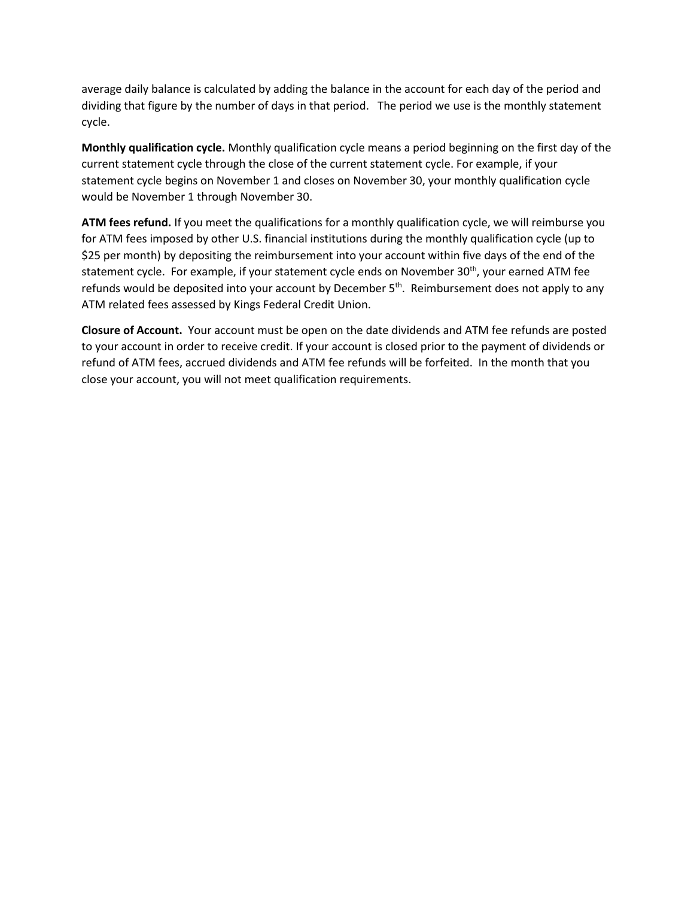average daily balance is calculated by adding the balance in the account for each day of the period and dividing that figure by the number of days in that period. The period we use is the monthly statement cycle.

**Monthly qualification cycle.** Monthly qualification cycle means a period beginning on the first day of the current statement cycle through the close of the current statement cycle. For example, if your statement cycle begins on November 1 and closes on November 30, your monthly qualification cycle would be November 1 through November 30.

**ATM fees refund.** If you meet the qualifications for a monthly qualification cycle, we will reimburse you for ATM fees imposed by other U.S. financial institutions during the monthly qualification cycle (up to $25 per month) by depositing the reimbursement into your account within five days of the end of the statement cycle. For example, if your statement cycle ends on November 30th, your earned ATM fee refunds would be deposited into your account by December 5th. Reimbursement does not apply to any ATM related fees assessed by Kings Federal Credit Union.

**Closure of Account.** Your account must be open on the date dividends and ATM fee refunds are posted to your account in order to receive credit. If your account is closed prior to the payment of dividends or refund of ATM fees, accrued dividends and ATM fee refunds will be forfeited. In the month that you close your account, you will not meet qualification requirements.